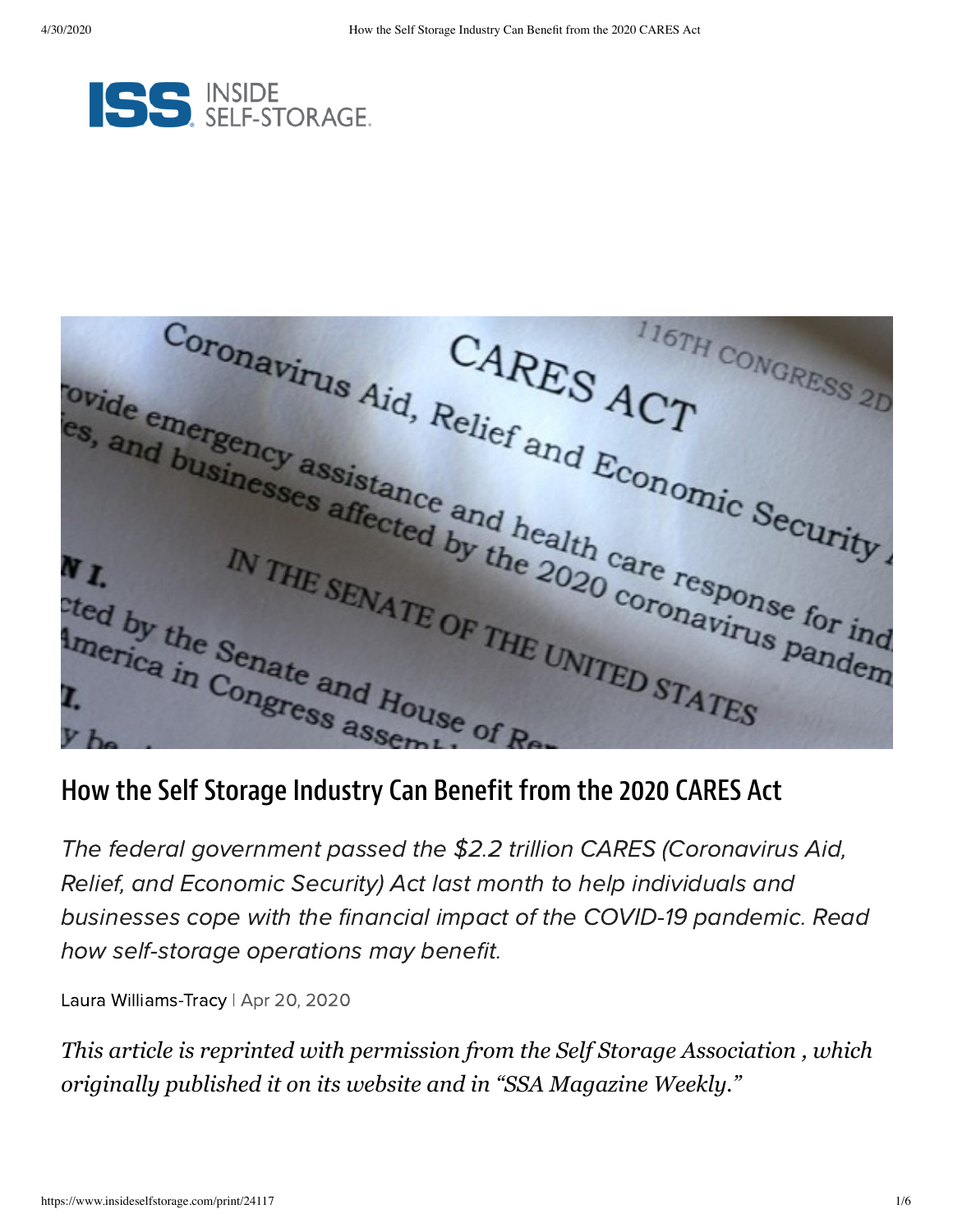# How the Self Storage Industry Can Benefit from the 2020 CARES Act

*The federal government passed the $2.2 trillion CARES (Coronavirus Aid, Relief, and Economic Security) Act last month to help individuals and businesses cope with the financial impact of the COVID-19 pandemic. Read how self-storage operations may benefit.*

Laura Williams-Tracy | Apr 20, 2020

*This article is reprinted with permission from the Self Storage Association , which originally published it on its website and in "SSA Magazine Weekly."*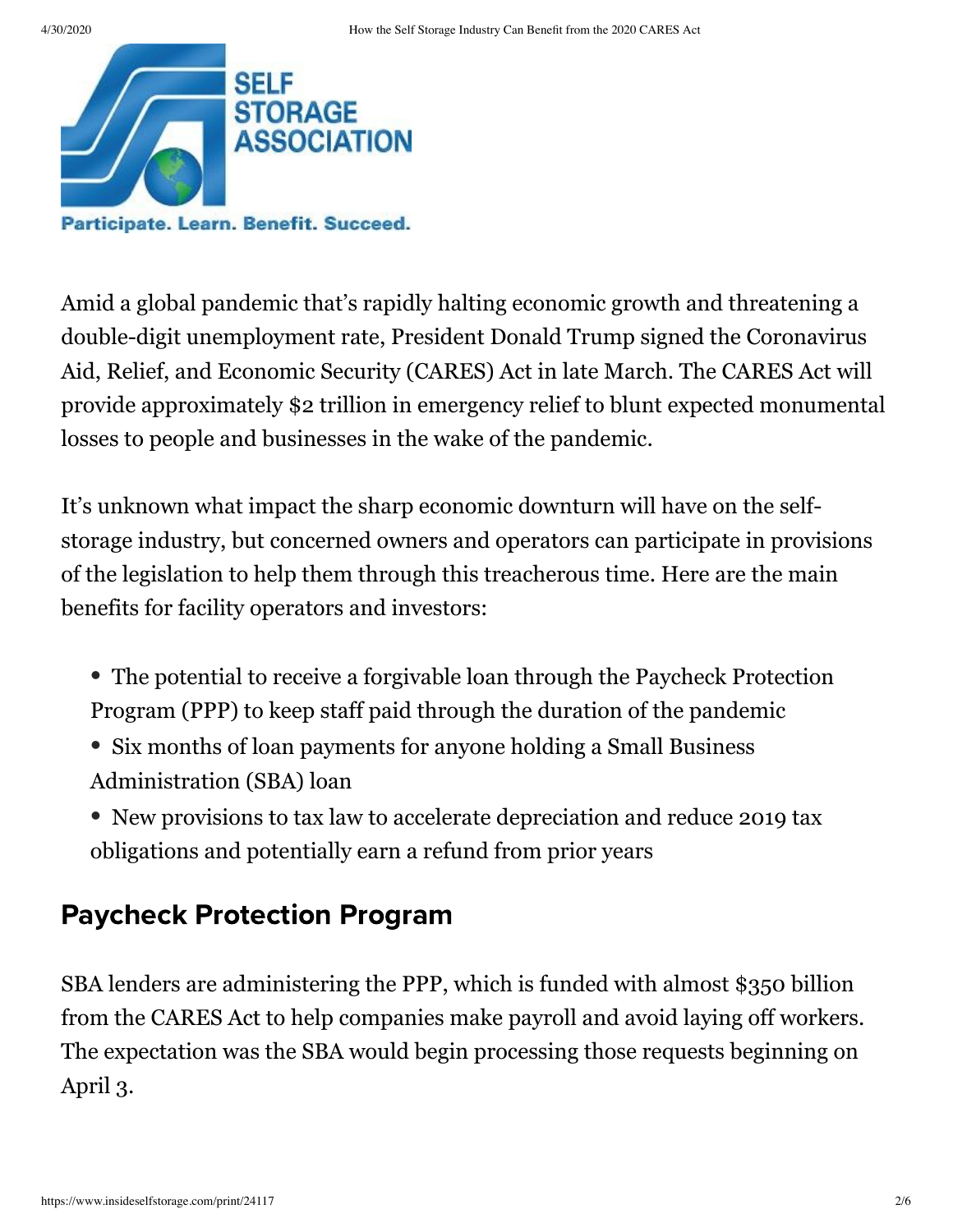Amid a global pandemic that's rapidly halting economic growth and threatening a double-digit unemployment rate, President Donald Trump signed the Coronavirus Aid, Relief, and Economic Security (CARES) Act in late March. The CARES Act will provide approximately $2 trillion in emergency relief to blunt expected monumental losses to people and businesses in the wake of the pandemic.

It's unknown what impact the sharp economic downturn will have on the self-storage industry, but concerned owners and operators can participate in provisions of the legislation to help them through this treacherous time. Here are the main benefits for facility operators and investors:

- The potential to receive a forgivable loan through the Paycheck Protection Program (PPP) to keep staff paid through the duration of the pandemic
- Six months of loan payments for anyone holding a Small Business Administration (SBA) loan
- New provisions to tax law to accelerate depreciation and reduce 2019 tax obligations and potentially earn a refund from prior years

## Paycheck Protection Program

SBA lenders are administering the PPP, which is funded with almost $350 billion from the CARES Act to help companies make payroll and avoid laying off workers. The expectation was the SBA would begin processing those requests beginning on April 3.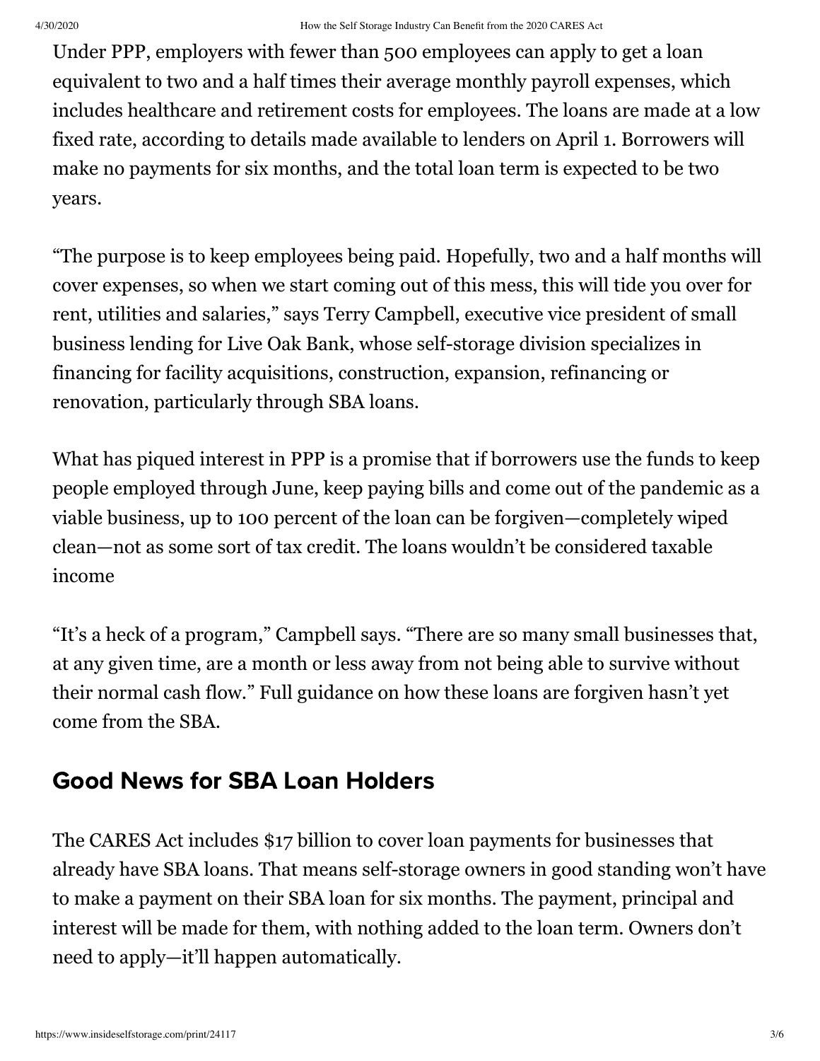Under PPP, employers with fewer than 500 employees can apply to get a loan equivalent to two and a half times their average monthly payroll expenses, which includes healthcare and retirement costs for employees. The loans are made at a low fixed rate, according to details made available to lenders on April 1. Borrowers will make no payments for six months, and the total loan term is expected to be two years.

"The purpose is to keep employees being paid. Hopefully, two and a half months will cover expenses, so when we start coming out of this mess, this will tide you over for rent, utilities and salaries," says Terry Campbell, executive vice president of small business lending for Live Oak Bank, whose self-storage division specializes in financing for facility acquisitions, construction, expansion, refinancing or renovation, particularly through SBA loans.

What has piqued interest in PPP is a promise that if borrowers use the funds to keep people employed through June, keep paying bills and come out of the pandemic as a viable business, up to 100 percent of the loan can be forgiven—completely wiped clean—not as some sort of tax credit. The loans wouldn't be considered taxable income

"It's a heck of a program," Campbell says. "There are so many small businesses that, at any given time, are a month or less away from not being able to survive without their normal cash flow." Full guidance on how these loans are forgiven hasn't yet come from the SBA.

## Good News for SBA Loan Holders

The CARES Act includes $17 billion to cover loan payments for businesses that already have SBA loans. That means self-storage owners in good standing won't have to make a payment on their SBA loan for six months. The payment, principal and interest will be made for them, with nothing added to the loan term. Owners don't need to apply—it'll happen automatically.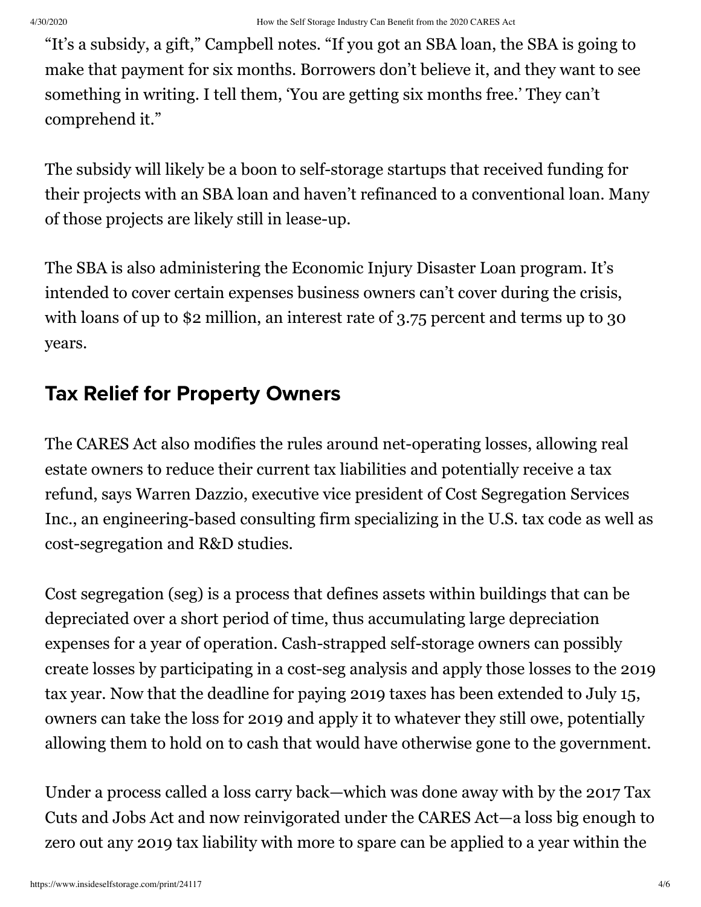"It's a subsidy, a gift," Campbell notes. "If you got an SBA loan, the SBA is going to make that payment for six months. Borrowers don't believe it, and they want to see something in writing. I tell them, 'You are getting six months free.' They can't comprehend it."

The subsidy will likely be a boon to self-storage startups that received funding for their projects with an SBA loan and haven't refinanced to a conventional loan. Many of those projects are likely still in lease-up.

The SBA is also administering the Economic Injury Disaster Loan program. It's intended to cover certain expenses business owners can't cover during the crisis, with loans of up to $2 million, an interest rate of 3.75 percent and terms up to 30 years.

## Tax Relief for Property Owners

The CARES Act also modifies the rules around net-operating losses, allowing real estate owners to reduce their current tax liabilities and potentially receive a tax refund, says Warren Dazzio, executive vice president of Cost Segregation Services Inc., an engineering-based consulting firm specializing in the U.S. tax code as well as cost-segregation and R&D studies.

Cost segregation (seg) is a process that defines assets within buildings that can be depreciated over a short period of time, thus accumulating large depreciation expenses for a year of operation. Cash-strapped self-storage owners can possibly create losses by participating in a cost-seg analysis and apply those losses to the 2019 tax year. Now that the deadline for paying 2019 taxes has been extended to July 15, owners can take the loss for 2019 and apply it to whatever they still owe, potentially allowing them to hold on to cash that would have otherwise gone to the government.

Under a process called a loss carry back—which was done away with by the 2017 Tax Cuts and Jobs Act and now reinvigorated under the CARES Act—a loss big enough to zero out any 2019 tax liability with more to spare can be applied to a year within the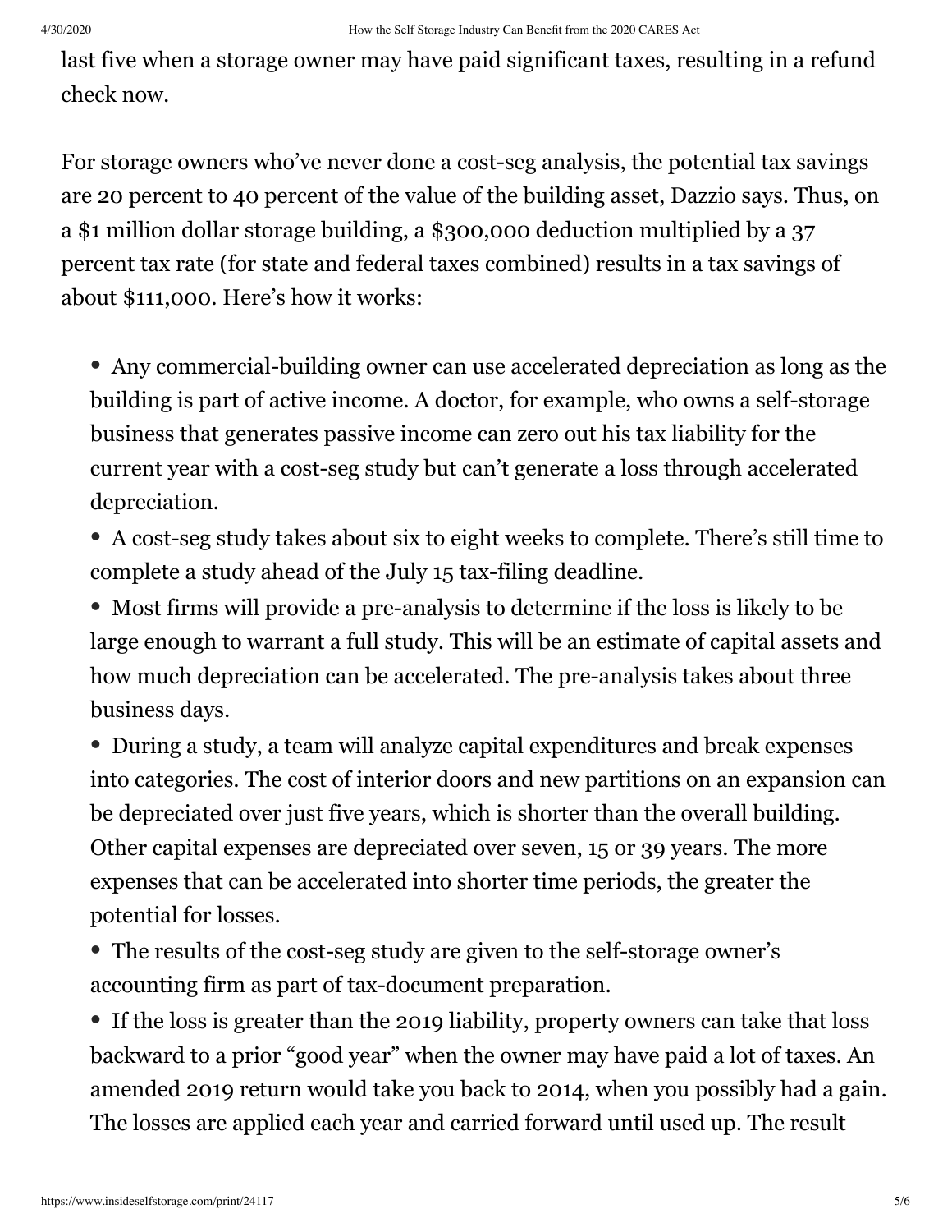last five when a storage owner may have paid significant taxes, resulting in a refund check now.

For storage owners who've never done a cost-seg analysis, the potential tax savings are 20 percent to 40 percent of the value of the building asset, Dazzio says. Thus, on a $1 million dollar storage building, a $300,000 deduction multiplied by a 37 percent tax rate (for state and federal taxes combined) results in a tax savings of about $111,000. Here's how it works:

- Any commercial-building owner can use accelerated depreciation as long as the building is part of active income. A doctor, for example, who owns a self-storage business that generates passive income can zero out his tax liability for the current year with a cost-seg study but can't generate a loss through accelerated depreciation.
- A cost-seg study takes about six to eight weeks to complete. There's still time to complete a study ahead of the July 15 tax-filing deadline.
- Most firms will provide a pre-analysis to determine if the loss is likely to be large enough to warrant a full study. This will be an estimate of capital assets and how much depreciation can be accelerated. The pre-analysis takes about three business days.
- During a study, a team will analyze capital expenditures and break expenses into categories. The cost of interior doors and new partitions on an expansion can be depreciated over just five years, which is shorter than the overall building. Other capital expenses are depreciated over seven, 15 or 39 years. The more expenses that can be accelerated into shorter time periods, the greater the potential for losses.
- The results of the cost-seg study are given to the self-storage owner's accounting firm as part of tax-document preparation.
- If the loss is greater than the 2019 liability, property owners can take that loss backward to a prior "good year" when the owner may have paid a lot of taxes. An amended 2019 return would take you back to 2014, when you possibly had a gain. The losses are applied each year and carried forward until used up. The result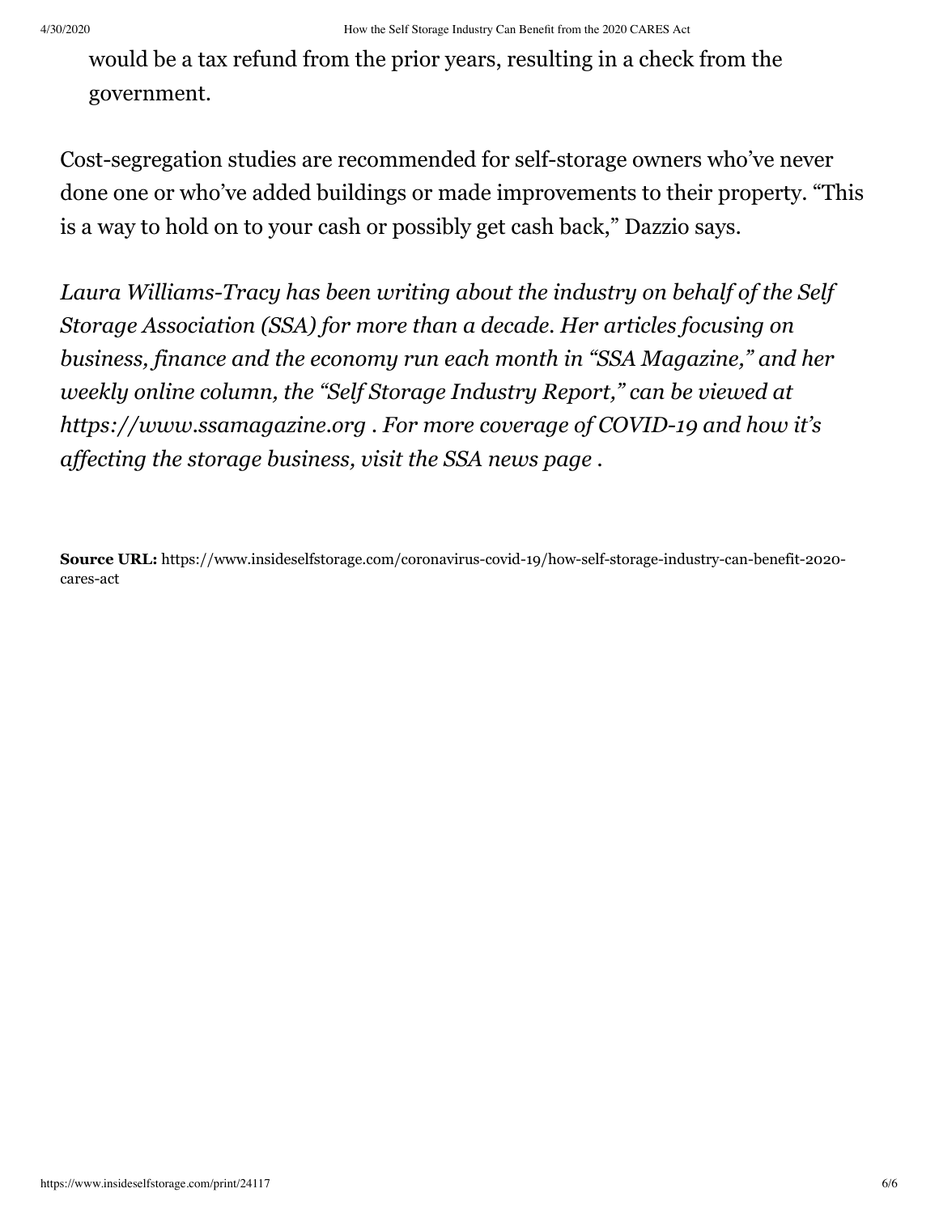would be a tax refund from the prior years, resulting in a check from the government.

Cost-segregation studies are recommended for self-storage owners who've never done one or who've added buildings or made improvements to their property. "This is a way to hold on to your cash or possibly get cash back," Dazzio says.

*Laura Williams-Tracy has been writing about the industry on behalf of the Self Storage Association (SSA) for more than a decade. Her articles focusing on business, finance and the economy run each month in "SSA Magazine," and her weekly online column, the "Self Storage Industry Report," can be viewed at https://www.ssamagazine.org . For more coverage of COVID-19 and how it's affecting the storage business, visit the SSA news page .*

**Source URL:** https://www.insideselfstorage.com/coronavirus-covid-19/how-self-storage-industry-can-benefit-2020-cares-act